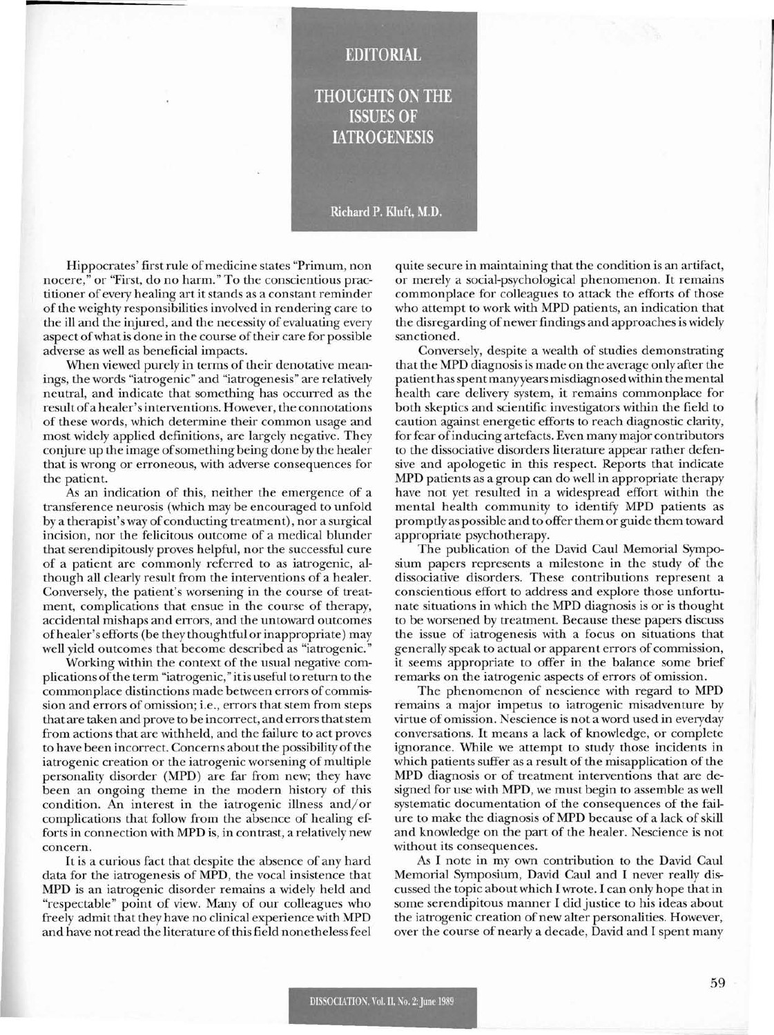# EDITORIAL

# THOUGHTS ON THE ISSUES OF IATROGENESIS

**Richard P. Kluft, M.D.**

Hippocrates' first rule of medicine states "Primum, non nocere," or "First, do no harm." To the conscientious practitioner of every healing art it stands as a constant reminder of the weighty responsibilities involved in rendering care to the ill and the injured, and the necessity of evaluating every aspect of what is done in the course of their care for possible adverse as well as beneficial impacts.

When viewed purely in terms of their denotative meanings, the words "iatrogenic" and "iatrogenesis" are relatively neutral, and indicate that something has occurred as the result of a healer's interventions. However, the connotations of these words, which determine their common usage and most widely applied definitions, are largely negative. They conjure up the image of something being done by the healer that is wrong or erroneous, with adverse consequences for the patient.

As an indication of this, neither the emergence of a transference neurosis (which may be encouraged to unfold by a therapist's way of conducting treatment), nor a surgical incision, nor the felicitous outcome of a medical blunder that serendipitously proves helpful, nor the successful cure of a patient are commonly referred to as iatrogenic, although all clearly result from the interventions of a healer. Conversely, the patient's worsening in the course of treatment, complications that ensue in the course of therapy, accidental mishaps and errors, and the untoward outcomes of healer's efforts (be they thoughtful or inappropriate) may well yield outcomes that become described as "iatrogenic."

Working within the context of the usual negative complications of the term "iatrogenic," it is useful to return to the commonplace distinctions made between errors of commission and errors of omission; i.e., errors that stem from steps that are taken and prove to be incorrect, and errors that stem from actions that are withheld, and the failure to act proves to have been incorrect. Concerns about the possibility of the iatrogenic creation or the iatrogenic worsening of multiple personality disorder (MPD) are far from new; they have been an ongoing theme in the modern history of this condition. An interest in the iatrogenic illness and/or complications that follow from the absence of healing efforts in connection with MPD is, in contrast, a relatively new concern.

It is a curious fact that despite the absence of any hard data for the iatrogenesis of MPD, the vocal insistence that MPD is an iatrogenic disorder remains a widely held and "respectable" point of view. Many of our colleagues who freely admit that they have no clinical experience with MPD and have not read the literature of this field nonetheless feel quite secure in maintaining that the condition is an artifact, or merely a social-psychological phenomenon. It remains commonplace for colleagues to attack the efforts of those who attempt to work with MPD patients, an indication that the disregarding of newer findings and approaches is widely sanctioned.

Conversely, despite a wealth of studies demonstrating that the MPD diagnosis is made on the average only after the patient has spent many years misdiagnosed within the mental health care delivery system, it remains commonplace for both skeptics and scientific investigators within the field to caution against energetic efforts to reach diagnostic clarity, for fear of inducing artefacts. Even many major contributors to the dissociative disorders literature appear rather defensive and apologetic in this respect. Reports that indicate MPD patients as a group can do well in appropriate therapy have not yet resulted in a widespread effort within the mental health community to identify MPD patients as promptly as possible and to offer them or guide them toward appropriate psychotherapy.

The publication of the David Caul Memorial Symposium papers represents a milestone in the study of the dissociative disorders. These contributions represent a conscientious effort to address and explore those unfortunate situations in which the MPD diagnosis is or is thought to be worsened by treatment. Because these papers discuss the issue of iatrogenesis with a focus on situations that generally speak to actual or apparent errors of commission, it seems appropriate to offer in the balance some brief remarks on the iatrogenic aspects of errors of omission.

The phenomenon of nescience with regard to MPD remains a major impetus to iatrogenic misadventure by virtue of omission. Nescience is not a word used in everyday conversations. It means a lack of knowledge, or complete ignorance. While we attempt to study those incidents in which patients suffer as a result of the misapplication of the MPD diagnosis or of treatment interventions that are designed for use with MPD, we must begin to assemble as well systematic documentation of the consequences of the failure to make the diagnosis of MPD because of a lack of skill and knowledge on the part of the healer. Nescience is not without its consequences.

As I note in my own contribution to the David Caul Memorial Symposium, David Caul and I never really discussed the topic about which I wrote. I can only hope that in some serendipitous manner I did justice to his ideas about the iatrogenic creation of new alter personalities. However, over the course of nearly a decade, David and I spent many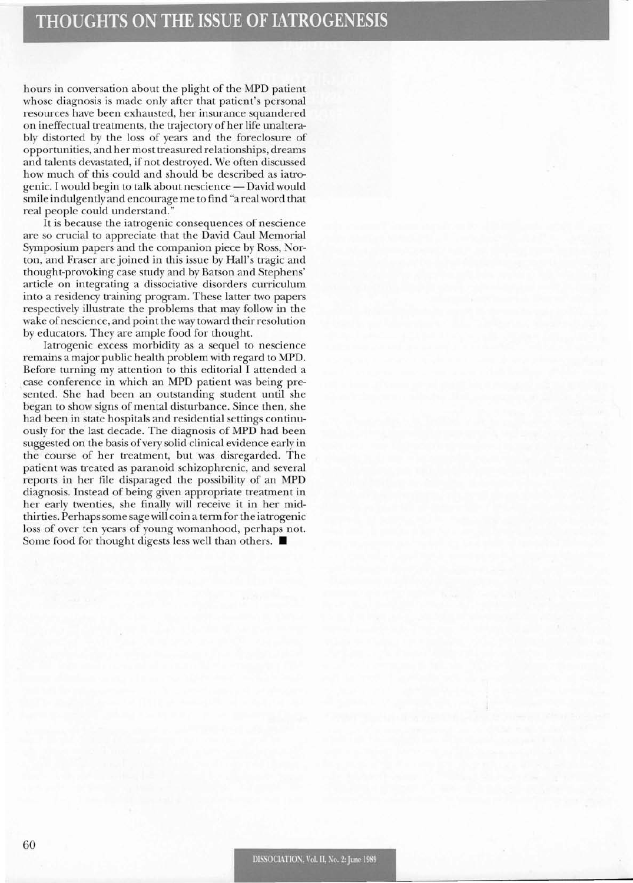hours in conversation about the plight of the MPD patient whose diagnosis is made only after that patient's personal resources have been exhausted, her insurance squandered on ineffectual treatments, the trajectory of her life unalterably distorted by the loss of years and the foreclosure of opportunities, and her most treasured relationships, dreams and talents devastated, if not destroyed. We often discussed how much of this could and should be described as iatrogenic. I would begin to talk about nescience — David would smile indulgently and encourage me to find "a real word that real people could understand."

It is because the iatrogenic consequences of nescience are so crucial to appreciate that the David Caul Memorial Symposium papers and the companion piece by Ross, Norton, and Fraser are joined in this issue by Hall's tragic and thought-provoking case study and by Batson and Stephens' article on integrating a dissociative disorders curriculum into a residency training program. These latter two papers respectively illustrate the problems that may follow in the wake of nescience, and point the way toward their resolution by educators. They are ample food for thought.

Iatrogenic excess morbidity as a sequel to nescience remains a major public health problem with regard to MPD. Before turning my attention to this editorial I attended a case conference in which an MPD patient was being presented. She had been an outstanding student until she began to show signs of mental disturbance. Since then, she had been in state hospitals and residential settings continuously for the last decade. The diagnosis of MPD had been suggested on the basis of very solid clinical evidence early in the course of her treatment, but was disregarded. The patient was treated as paranoid schizophrenic, and several reports in her file disparaged the possibility of an MPD diagnosis. Instead of being given appropriate treatment in her early twenties, she finally will receive it in her mid-thirties. Perhaps some sage will coin a term for the iatrogenic loss of over ten years of young womanhood, perhaps not. Some food for thought digests less well than others. ■